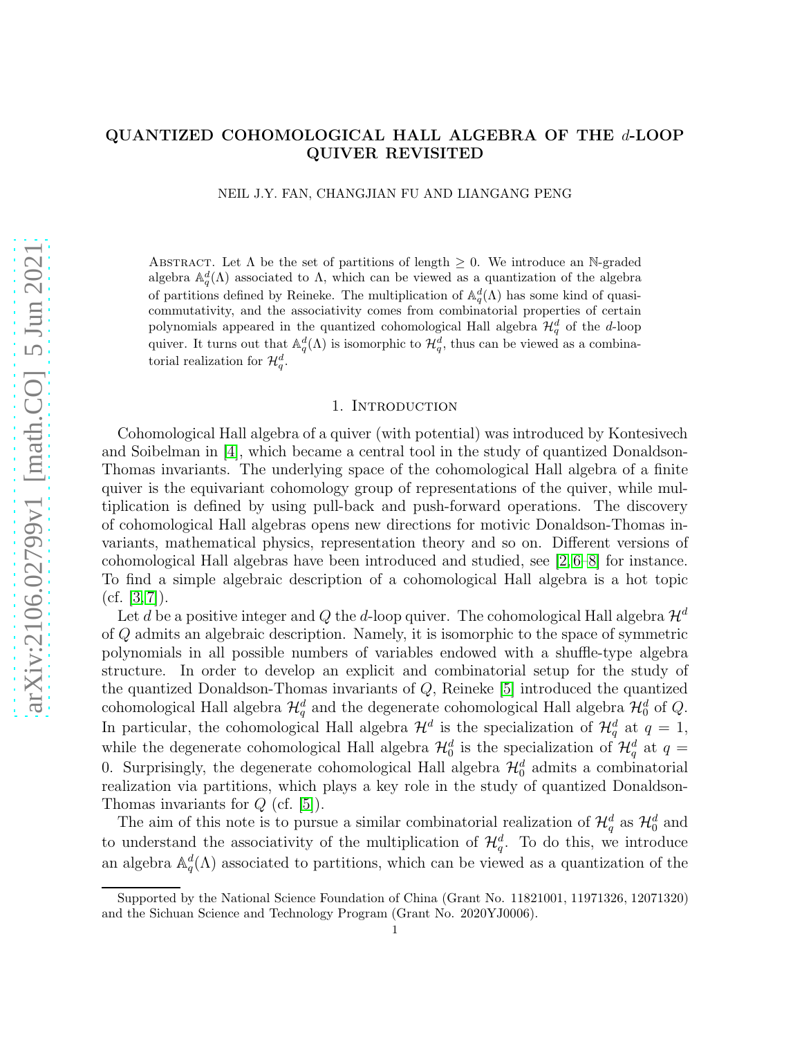# QUANTIZED COHOMOLOGICAL HALL ALGEBRA OF THE $d$-LOOP QUIVER REVISITED

NEIL J.Y. FAN, CHANGJIAN FU AND LIANGANG PENG

ABSTRACT. Let $\Lambda$ be the set of partitions of length $\geq 0$. We introduce an $\mathbb{N}$-graded algebra $\mathbb{A}_q^d(\Lambda)$ associated to $\Lambda$, which can be viewed as a quantization of the algebra of partitions defined by Reineke. The multiplication of $\mathbb{A}_q^d(\Lambda)$ has some kind of quasi-commutativity, and the associativity comes from combinatorial properties of certain polynomials appeared in the quantized cohomological Hall algebra $\mathcal{H}_q^d$ of the $d$-loop quiver. It turns out that $\mathbb{A}_q^d(\Lambda)$ is isomorphic to $\mathcal{H}_q^d$, thus can be viewed as a combinatorial realization for $\mathcal{H}_q^d$.

## 1. Introduction

Cohomological Hall algebra of a quiver (with potential) was introduced by Kontesivech and Soibelman in [4], which became a central tool in the study of quantized Donaldson-Thomas invariants. The underlying space of the cohomological Hall algebra of a finite quiver is the equivariant cohomology group of representations of the quiver, while multiplication is defined by using pull-back and push-forward operations. The discovery of cohomological Hall algebras opens new directions for motivic Donaldson-Thomas invariants, mathematical physics, representation theory and so on. Different versions of cohomological Hall algebras have been introduced and studied, see [2,6–8] for instance. To find a simple algebraic description of a cohomological Hall algebra is a hot topic (cf. [3,7]).

Let $d$ be a positive integer and $Q$ the $d$-loop quiver. The cohomological Hall algebra $\mathcal{H}^d$ of $Q$ admits an algebraic description. Namely, it is isomorphic to the space of symmetric polynomials in all possible numbers of variables endowed with a shuffle-type algebra structure. In order to develop an explicit and combinatorial setup for the study of the quantized Donaldson-Thomas invariants of $Q$, Reineke [5] introduced the quantized cohomological Hall algebra $\mathcal{H}_q^d$ and the degenerate cohomological Hall algebra $\mathcal{H}_0^d$ of $Q$. In particular, the cohomological Hall algebra $\mathcal{H}^d$ is the specialization of $\mathcal{H}_q^d$ at $q = 1$, while the degenerate cohomological Hall algebra $\mathcal{H}_0^d$ is the specialization of $\mathcal{H}_q^d$ at $q = 0$. Surprisingly, the degenerate cohomological Hall algebra $\mathcal{H}_0^d$ admits a combinatorial realization via partitions, which plays a key role in the study of quantized Donaldson-Thomas invariants for $Q$ (cf. [5]).

The aim of this note is to pursue a similar combinatorial realization of $\mathcal{H}_q^d$ as $\mathcal{H}_0^d$ and to understand the associativity of the multiplication of $\mathcal{H}_q^d$. To do this, we introduce an algebra $\mathbb{A}_q^d(\Lambda)$ associated to partitions, which can be viewed as a quantization of the

Supported by the National Science Foundation of China (Grant No. 11821001, 11971326, 12071320) and the Sichuan Science and Technology Program (Grant No. 2020YJ0006).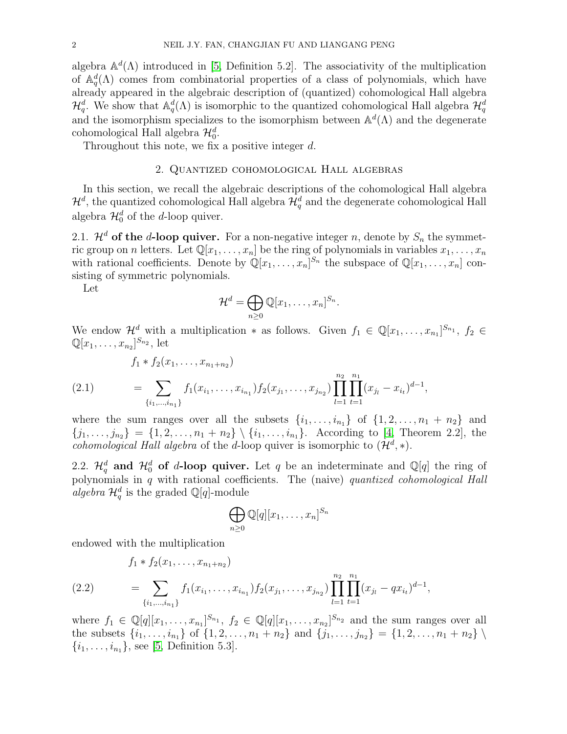algebra $\mathbb{A}^d(\Lambda)$ introduced in [5, Definition 5.2]. The associativity of the multiplication of $\mathbb{A}_q^d(\Lambda)$ comes from combinatorial properties of a class of polynomials, which have already appeared in the algebraic description of (quantized) cohomological Hall algebra $\mathcal{H}_q^d$. We show that $\mathbb{A}_q^d(\Lambda)$ is isomorphic to the quantized cohomological Hall algebra $\mathcal{H}_q^d$ and the isomorphism specializes to the isomorphism between $\mathbb{A}^d(\Lambda)$ and the degenerate cohomological Hall algebra $\mathcal{H}_0^d$.

Throughout this note, we fix a positive integer $d$.

## 2. Quantized cohomological Hall algebras

In this section, we recall the algebraic descriptions of the cohomological Hall algebra $\mathcal{H}^d$, the quantized cohomological Hall algebra $\mathcal{H}_q^d$ and the degenerate cohomological Hall algebra $\mathcal{H}_0^d$ of the $d$-loop quiver.

**2.1. $\mathcal{H}^d$ of the $d$-loop quiver.** For a non-negative integer $n$, denote by $S_n$ the symmetric group on $n$ letters. Let $\mathbb{Q}[x_1, \ldots, x_n]$ be the ring of polynomials in variables $x_1, \ldots, x_n$ with rational coefficients. Denote by $\mathbb{Q}[x_1, \ldots, x_n]^{S_n}$ the subspace of $\mathbb{Q}[x_1, \ldots, x_n]$ consisting of symmetric polynomials.

Let

$$\mathcal{H}^d = \bigoplus_{n \geq 0} \mathbb{Q}[x_1, \ldots, x_n]^{S_n}.$$

We endow $\mathcal{H}^d$ with a multiplication $*$ as follows. Given $f_1 \in \mathbb{Q}[x_1, \ldots, x_{n_1}]^{S_{n_1}}$, $f_2 \in \mathbb{Q}[x_1, \ldots, x_{n_2}]^{S_{n_2}}$, let

$$\begin{aligned} & f_1 * f_2(x_1, \ldots, x_{n_1+n_2}) \\ (2.1) \qquad & = \sum_{\{i_1, \ldots, i_{n_1}\}} f_1(x_{i_1}, \ldots, x_{i_{n_1}}) f_2(x_{j_1}, \ldots, x_{j_{n_2}}) \prod_{l=1}^{n_2} \prod_{t=1}^{n_1} (x_{j_l} - x_{i_t})^{d-1}, \end{aligned}$$

where the sum ranges over all the subsets $\{i_1, \ldots, i_{n_1}\}$ of $\{1, 2, \ldots, n_1 + n_2\}$ and $\{j_1, \ldots, j_{n_2}\} = \{1, 2, \ldots, n_1 + n_2\} \setminus \{i_1, \ldots, i_{n_1}\}$. According to [4, Theorem 2.2], the *cohomological Hall algebra* of the $d$-loop quiver is isomorphic to $(\mathcal{H}^d, *)$.

**2.2. $\mathcal{H}_q^d$ and $\mathcal{H}_0^d$ of $d$-loop quiver.** Let $q$ be an indeterminate and $\mathbb{Q}[q]$ the ring of polynomials in $q$ with rational coefficients. The (naive) *quantized cohomological Hall algebra* $\mathcal{H}_q^d$ is the graded $\mathbb{Q}[q]$-module

$$\bigoplus_{n \geq 0} \mathbb{Q}[q][x_1, \ldots, x_n]^{S_n}$$

endowed with the multiplication

$$\begin{aligned} & f_1 * f_2(x_1, \ldots, x_{n_1+n_2}) \\ (2.2) \qquad & = \sum_{\{i_1, \ldots, i_{n_1}\}} f_1(x_{i_1}, \ldots, x_{i_{n_1}}) f_2(x_{j_1}, \ldots, x_{j_{n_2}}) \prod_{l=1}^{n_2} \prod_{t=1}^{n_1} (x_{j_l} - q x_{i_t})^{d-1}, \end{aligned}$$

where $f_1 \in \mathbb{Q}[q][x_1, \ldots, x_{n_1}]^{S_{n_1}}$, $f_2 \in \mathbb{Q}[q][x_1, \ldots, x_{n_2}]^{S_{n_2}}$ and the sum ranges over all the subsets $\{i_1, \ldots, i_{n_1}\}$ of $\{1, 2, \ldots, n_1 + n_2\}$ and $\{j_1, \ldots, j_{n_2}\} = \{1, 2, \ldots, n_1 + n_2\} \setminus \{i_1, \ldots, i_{n_1}\}$, see [5, Definition 5.3].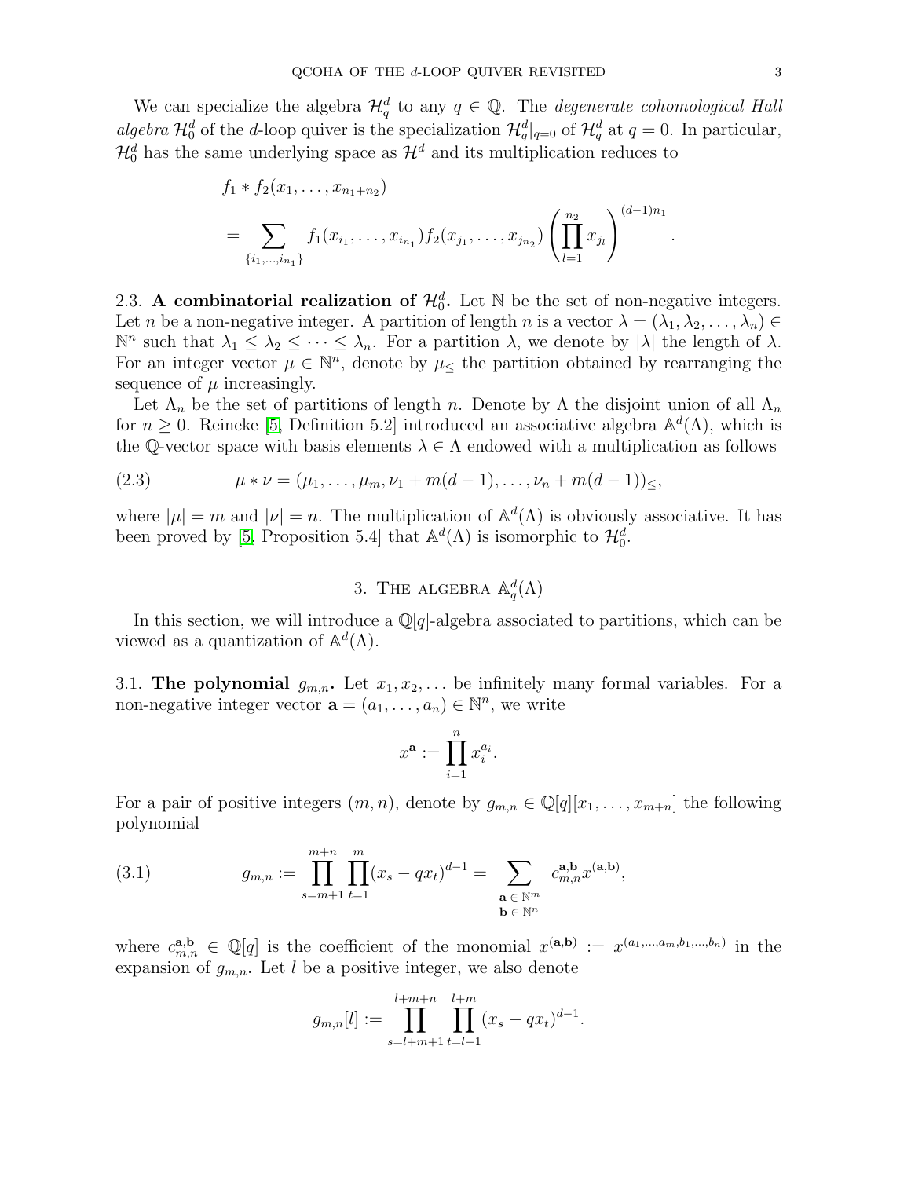We can specialize the algebra $\mathcal{H}_q^d$ to any $q \in \mathbb{Q}$. The *degenerate cohomological Hall algebra* $\mathcal{H}_0^d$ of the $d$-loop quiver is the specialization $\mathcal{H}_q^d|_{q=0}$ of $\mathcal{H}_q^d$ at $q = 0$. In particular, $\mathcal{H}_0^d$ has the same underlying space as $\mathcal{H}^d$ and its multiplication reduces to

$$
\begin{aligned}
&f_1 * f_2(x_1, \ldots, x_{n_1+n_2}) \\
&= \sum_{\{i_1,\ldots,i_{n_1}\}} f_1(x_{i_1}, \ldots, x_{i_{n_1}}) f_2(x_{j_1}, \ldots, x_{j_{n_2}}) \left( \prod_{l=1}^{n_2} x_{j_l} \right)^{(d-1)n_1}.
\end{aligned}
$$

2.3. **A combinatorial realization of $\mathcal{H}_0^d$.** Let $\mathbb{N}$ be the set of non-negative integers. Let $n$ be a non-negative integer. A partition of length $n$ is a vector $\lambda = (\lambda_1, \lambda_2, \ldots, \lambda_n) \in \mathbb{N}^n$ such that $\lambda_1 \leq \lambda_2 \leq \cdots \leq \lambda_n$. For a partition $\lambda$, we denote by $|\lambda|$ the length of $\lambda$. For an integer vector $\mu \in \mathbb{N}^n$, denote by $\mu_\leq$ the partition obtained by rearranging the sequence of $\mu$ increasingly.

Let $\Lambda_n$ be the set of partitions of length $n$. Denote by $\Lambda$ the disjoint union of all $\Lambda_n$ for $n \geq 0$. Reineke [5, Definition 5.2] introduced an associative algebra $\mathbb{A}^d(\Lambda)$, which is the $\mathbb{Q}$-vector space with basis elements $\lambda \in \Lambda$ endowed with a multiplication as follows

$$
\mu * \nu = (\mu_1, \ldots, \mu_m, \nu_1 + m(d-1), \ldots, \nu_n + m(d-1))_\leq, \tag{2.3}
$$

where $|\mu| = m$ and $|\nu| = n$. The multiplication of $\mathbb{A}^d(\Lambda)$ is obviously associative. It has been proved by [5, Proposition 5.4] that $\mathbb{A}^d(\Lambda)$ is isomorphic to $\mathcal{H}_0^d$.

## 3. The algebra $\mathbb{A}_q^d(\Lambda)$

In this section, we will introduce a $\mathbb{Q}[q]$-algebra associated to partitions, which can be viewed as a quantization of $\mathbb{A}^d(\Lambda)$.

3.1. **The polynomial $g_{m,n}$.** Let $x_1, x_2, \ldots$ be infinitely many formal variables. For a non-negative integer vector $\mathbf{a} = (a_1, \ldots, a_n) \in \mathbb{N}^n$, we write

$$
x^{\mathbf{a}} := \prod_{i=1}^n x_i^{a_i}.
$$

For a pair of positive integers $(m, n)$, denote by $g_{m,n} \in \mathbb{Q}[q][x_1, \ldots, x_{m+n}]$ the following polynomial

$$
g_{m,n} := \prod_{s=m+1}^{m+n} \prod_{t=1}^{m} (x_s - q x_t)^{d-1} = \sum_{\substack{\mathbf{a} \in \mathbb{N}^m \\ \mathbf{b} \in \mathbb{N}^n}} c_{m,n}^{\mathbf{a},\mathbf{b}} x^{(\mathbf{a},\mathbf{b})}, \tag{3.1}
$$

where $c_{m,n}^{\mathbf{a},\mathbf{b}} \in \mathbb{Q}[q]$ is the coefficient of the monomial $x^{(\mathbf{a},\mathbf{b})} := x^{(a_1,\ldots,a_m,b_1,\ldots,b_n)}$ in the expansion of $g_{m,n}$. Let $l$ be a positive integer, we also denote

$$
g_{m,n}[l] := \prod_{s=l+m+1}^{l+m+n} \prod_{t=l+1}^{l+m} (x_s - q x_t)^{d-1}.
$$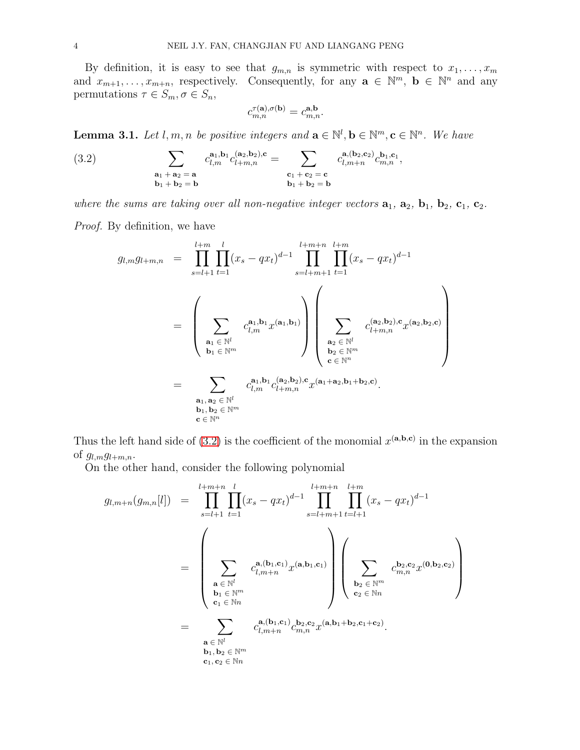By definition, it is easy to see that $g_{m,n}$ is symmetric with respect to $x_1, \ldots, x_m$ and $x_{m+1}, \ldots, x_{m+n}$, respectively. Consequently, for any $\mathbf{a} \in \mathbb{N}^m$, $\mathbf{b} \in \mathbb{N}^n$ and any permutations $\tau \in S_m, \sigma \in S_n$,

$$c_{m,n}^{\tau(\mathbf{a}),\sigma(\mathbf{b})} = c_{m,n}^{\mathbf{a},\mathbf{b}}.$$

**Lemma 3.1.** *Let $l, m, n$ be positive integers and $\mathbf{a} \in \mathbb{N}^l, \mathbf{b} \in \mathbb{N}^m, \mathbf{c} \in \mathbb{N}^n$. We have*

$$\sum_{\substack{\mathbf{a}_1 + \mathbf{a}_2 = \mathbf{a} \\ \mathbf{b}_1 + \mathbf{b}_2 = \mathbf{b}}} c_{l,m}^{\mathbf{a}_1,\mathbf{b}_1} c_{l+m,n}^{(\mathbf{a}_2,\mathbf{b}_2),\mathbf{c}} = \sum_{\substack{\mathbf{c}_1 + \mathbf{c}_2 = \mathbf{c} \\ \mathbf{b}_1 + \mathbf{b}_2 = \mathbf{b}}} c_{l,m+n}^{\mathbf{a},(\mathbf{b}_2,\mathbf{c}_2)} c_{m,n}^{\mathbf{b}_1,\mathbf{c}_1}, \tag{3.2}$$

*where the sums are taking over all non-negative integer vectors $\mathbf{a}_1$, $\mathbf{a}_2$, $\mathbf{b}_1$, $\mathbf{b}_2$, $\mathbf{c}_1$, $\mathbf{c}_2$.*

*Proof.* By definition, we have

$$\begin{aligned}
g_{l,m} g_{l+m,n} &= \prod_{s=l+1}^{l+m} \prod_{t=1}^{l} (x_s - qx_t)^{d-1} \prod_{s=l+m+1}^{l+m+n} \prod_{t=1}^{l+m} (x_s - qx_t)^{d-1} \\
&= \left( \sum_{\substack{\mathbf{a}_1 \in \mathbb{N}^l \\ \mathbf{b}_1 \in \mathbb{N}^m}} c_{l,m}^{\mathbf{a}_1,\mathbf{b}_1} x^{(\mathbf{a}_1,\mathbf{b}_1)} \right) \left( \sum_{\substack{\mathbf{a}_2 \in \mathbb{N}^l \\ \mathbf{b}_2 \in \mathbb{N}^m \\ \mathbf{c} \in \mathbb{N}^n}} c_{l+m,n}^{(\mathbf{a}_2,\mathbf{b}_2),\mathbf{c}} x^{(\mathbf{a}_2,\mathbf{b}_2,\mathbf{c})} \right) \\
&= \sum_{\substack{\mathbf{a}_1, \mathbf{a}_2 \in \mathbb{N}^l \\ \mathbf{b}_1, \mathbf{b}_2 \in \mathbb{N}^m \\ \mathbf{c} \in \mathbb{N}^n}} c_{l,m}^{\mathbf{a}_1,\mathbf{b}_1} c_{l+m,n}^{(\mathbf{a}_2,\mathbf{b}_2),\mathbf{c}} x^{(\mathbf{a}_1+\mathbf{a}_2,\mathbf{b}_1+\mathbf{b}_2,\mathbf{c})}.
\end{aligned}$$

Thus the left hand side of (3.2) is the coefficient of the monomial $x^{(\mathbf{a},\mathbf{b},\mathbf{c})}$ in the expansion of $g_{l,m} g_{l+m,n}$.

On the other hand, consider the following polynomial

$$\begin{aligned}
g_{l,m+n}(g_{m,n}[l]) &= \prod_{s=l+1}^{l+m+n} \prod_{t=1}^{l} (x_s - qx_t)^{d-1} \prod_{s=l+m+1}^{l+m+n} \prod_{t=l+1}^{l+m} (x_s - qx_t)^{d-1} \\
&= \left( \sum_{\substack{\mathbf{a} \in \mathbb{N}^l \\ \mathbf{b}_1 \in \mathbb{N}^m \\ \mathbf{c}_1 \in \mathbb{N}n}} c_{l,m+n}^{\mathbf{a},(\mathbf{b}_1,\mathbf{c}_1)} x^{(\mathbf{a},\mathbf{b}_1,\mathbf{c}_1)} \right) \left( \sum_{\substack{\mathbf{b}_2 \in \mathbb{N}^m \\ \mathbf{c}_2 \in \mathbb{N}n}} c_{m,n}^{\mathbf{b}_2,\mathbf{c}_2} x^{(\mathbf{0},\mathbf{b}_2,\mathbf{c}_2)} \right) \\
&= \sum_{\substack{\mathbf{a} \in \mathbb{N}^l \\ \mathbf{b}_1, \mathbf{b}_2 \in \mathbb{N}^m \\ \mathbf{c}_1, \mathbf{c}_2 \in \mathbb{N}n}} c_{l,m+n}^{\mathbf{a},(\mathbf{b}_1,\mathbf{c}_1)} c_{m,n}^{\mathbf{b}_2,\mathbf{c}_2} x^{(\mathbf{a},\mathbf{b}_1+\mathbf{b}_2,\mathbf{c}_1+\mathbf{c}_2)}.
\end{aligned}$$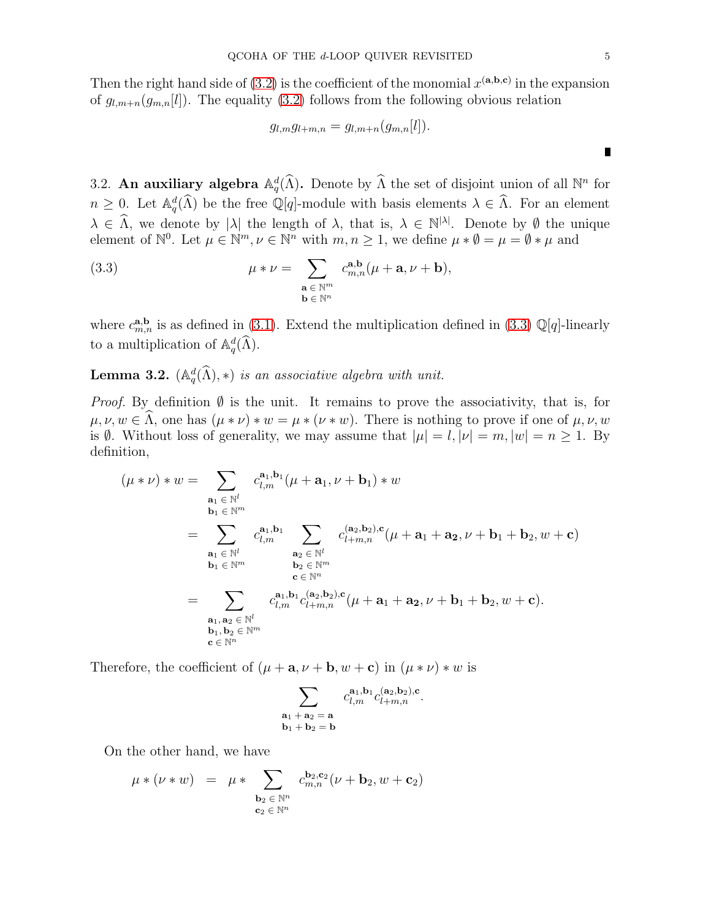Then the right hand side of (3.2) is the coefficient of the monomial $x^{(\mathbf{a},\mathbf{b},\mathbf{c})}$ in the expansion of $g_{l,m+n}(g_{m,n}[l])$. The equality (3.2) follows from the following obvious relation

$$g_{l,m}g_{l+m,n} = g_{l,m+n}(g_{m,n}[l]).$$

∎

### 3.2. An auxiliary algebra $\mathbb{A}_q^d(\widehat{\Lambda})$.

Denote by $\widehat{\Lambda}$ the set of disjoint union of all $\mathbb{N}^n$ for $n \geq 0$. Let $\mathbb{A}_q^d(\widehat{\Lambda})$ be the free $\mathbb{Q}[q]$-module with basis elements $\lambda \in \widehat{\Lambda}$. For an element $\lambda \in \widehat{\Lambda}$, we denote by $|\lambda|$ the length of $\lambda$, that is, $\lambda \in \mathbb{N}^{|\lambda|}$. Denote by $\emptyset$ the unique element of $\mathbb{N}^0$. Let $\mu \in \mathbb{N}^m, \nu \in \mathbb{N}^n$ with $m, n \geq 1$, we define $\mu * \emptyset = \mu = \emptyset * \mu$ and

$$\mu * \nu = \sum_{\substack{\mathbf{a} \in \mathbb{N}^m \\ \mathbf{b} \in \mathbb{N}^n}} c_{m,n}^{\mathbf{a},\mathbf{b}} (\mu + \mathbf{a}, \nu + \mathbf{b}), \tag{3.3}$$

where $c_{m,n}^{\mathbf{a},\mathbf{b}}$ is as defined in (3.1). Extend the multiplication defined in (3.3) $\mathbb{Q}[q]$-linearly to a multiplication of $\mathbb{A}_q^d(\widehat{\Lambda})$.

**Lemma 3.2.** *$(\mathbb{A}_q^d(\widehat{\Lambda}), *)$ is an associative algebra with unit.*

*Proof.* By definition $\emptyset$ is the unit. It remains to prove the associativity, that is, for $\mu, \nu, w \in \widehat{\Lambda}$, one has $(\mu * \nu) * w = \mu * (\nu * w)$. There is nothing to prove if one of $\mu, \nu, w$ is $\emptyset$. Without loss of generality, we may assume that $|\mu| = l, |\nu| = m, |w| = n \geq 1$. By definition,

$$\begin{aligned}
(\mu * \nu) * w &= \sum_{\substack{\mathbf{a}_1 \in \mathbb{N}^l \\ \mathbf{b}_1 \in \mathbb{N}^m}} c_{l,m}^{\mathbf{a}_1,\mathbf{b}_1} (\mu + \mathbf{a}_1, \nu + \mathbf{b}_1) * w \\
&= \sum_{\substack{\mathbf{a}_1 \in \mathbb{N}^l \\ \mathbf{b}_1 \in \mathbb{N}^m}} c_{l,m}^{\mathbf{a}_1,\mathbf{b}_1} \sum_{\substack{\mathbf{a}_2 \in \mathbb{N}^l \\ \mathbf{b}_2 \in \mathbb{N}^m \\ \mathbf{c} \in \mathbb{N}^n}} c_{l+m,n}^{(\mathbf{a}_2,\mathbf{b}_2),\mathbf{c}} (\mu + \mathbf{a}_1 + \mathbf{a}_2, \nu + \mathbf{b}_1 + \mathbf{b}_2, w + \mathbf{c}) \\
&= \sum_{\substack{\mathbf{a}_1, \mathbf{a}_2 \in \mathbb{N}^l \\ \mathbf{b}_1, \mathbf{b}_2 \in \mathbb{N}^m \\ \mathbf{c} \in \mathbb{N}^n}} c_{l,m}^{\mathbf{a}_1,\mathbf{b}_1} c_{l+m,n}^{(\mathbf{a}_2,\mathbf{b}_2),\mathbf{c}} (\mu + \mathbf{a}_1 + \mathbf{a}_2, \nu + \mathbf{b}_1 + \mathbf{b}_2, w + \mathbf{c}).
\end{aligned}$$

Therefore, the coefficient of $(\mu + \mathbf{a}, \nu + \mathbf{b}, w + \mathbf{c})$ in $(\mu * \nu) * w$ is

$$\sum_{\substack{\mathbf{a}_1 + \mathbf{a}_2 = \mathbf{a} \\ \mathbf{b}_1 + \mathbf{b}_2 = \mathbf{b}}} c_{l,m}^{\mathbf{a}_1,\mathbf{b}_1} c_{l+m,n}^{(\mathbf{a}_2,\mathbf{b}_2),\mathbf{c}}.$$

On the other hand, we have

$$\mu * (\nu * w) \;=\; \mu * \sum_{\substack{\mathbf{b}_2 \in \mathbb{N}^n \\ \mathbf{c}_2 \in \mathbb{N}^n}} c_{m,n}^{\mathbf{b}_2,\mathbf{c}_2} (\nu + \mathbf{b}_2, w + \mathbf{c}_2)$$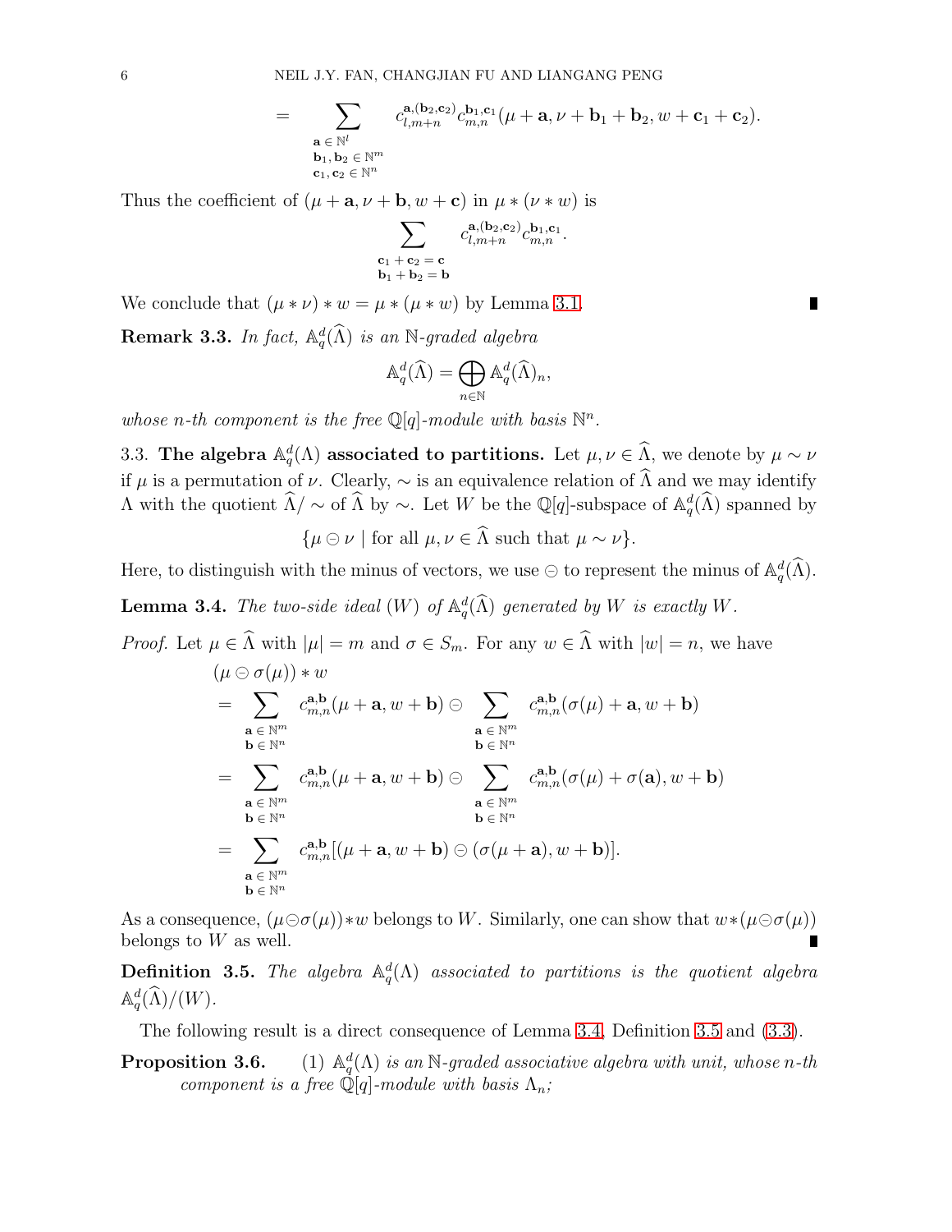$$= \sum_{\substack{\mathbf{a} \in \mathbb{N}^l \\ \mathbf{b}_1, \mathbf{b}_2 \in \mathbb{N}^m \\ \mathbf{c}_1, \mathbf{c}_2 \in \mathbb{N}^n}} c_{l,m+n}^{\mathbf{a},(\mathbf{b}_2,\mathbf{c}_2)} c_{m,n}^{\mathbf{b}_1,\mathbf{c}_1} (\mu + \mathbf{a}, \nu + \mathbf{b}_1 + \mathbf{b}_2, w + \mathbf{c}_1 + \mathbf{c}_2).$$

Thus the coefficient of $(\mu + \mathbf{a}, \nu + \mathbf{b}, w + \mathbf{c})$ in $\mu * (\nu * w)$ is

$$\sum_{\substack{\mathbf{c}_1 + \mathbf{c}_2 = \mathbf{c} \\ \mathbf{b}_1 + \mathbf{b}_2 = \mathbf{b}}} c_{l,m+n}^{\mathbf{a},(\mathbf{b}_2,\mathbf{c}_2)} c_{m,n}^{\mathbf{b}_1,\mathbf{c}_1}.$$

We conclude that $(\mu * \nu) * w = \mu * (\mu * w)$ by Lemma 3.1. ∎

**Remark 3.3.** *In fact, $\mathbb{A}_q^d(\widehat{\Lambda})$ is an $\mathbb{N}$-graded algebra*

$$\mathbb{A}_q^d(\widehat{\Lambda}) = \bigoplus_{n \in \mathbb{N}} \mathbb{A}_q^d(\widehat{\Lambda})_n,$$

*whose $n$-th component is the free $\mathbb{Q}[q]$-module with basis $\mathbb{N}^n$.*

3.3. **The algebra $\mathbb{A}_q^d(\Lambda)$ associated to partitions.** Let $\mu, \nu \in \widehat{\Lambda}$, we denote by $\mu \sim \nu$ if $\mu$ is a permutation of $\nu$. Clearly, $\sim$ is an equivalence relation of $\widehat{\Lambda}$ and we may identify $\Lambda$ with the quotient $\widehat{\Lambda}/\sim$ of $\widehat{\Lambda}$ by $\sim$. Let $W$ be the $\mathbb{Q}[q]$-subspace of $\mathbb{A}_q^d(\widehat{\Lambda})$ spanned by

$$\{\mu \ominus \nu \mid \text{for all } \mu, \nu \in \widehat{\Lambda} \text{ such that } \mu \sim \nu\}.$$

Here, to distinguish with the minus of vectors, we use $\ominus$ to represent the minus of $\mathbb{A}_q^d(\widehat{\Lambda})$.

**Lemma 3.4.** *The two-side ideal $(W)$ of $\mathbb{A}_q^d(\widehat{\Lambda})$ generated by $W$ is exactly $W$.*

*Proof.* Let $\mu \in \widehat{\Lambda}$ with $|\mu| = m$ and $\sigma \in S_m$. For any $w \in \widehat{\Lambda}$ with $|w| = n$, we have

$$\begin{aligned}
&(\mu \ominus \sigma(\mu)) * w \\
&= \sum_{\substack{\mathbf{a} \in \mathbb{N}^m \\ \mathbf{b} \in \mathbb{N}^n}} c_{m,n}^{\mathbf{a},\mathbf{b}} (\mu + \mathbf{a}, w + \mathbf{b}) \ominus \sum_{\substack{\mathbf{a} \in \mathbb{N}^m \\ \mathbf{b} \in \mathbb{N}^n}} c_{m,n}^{\mathbf{a},\mathbf{b}} (\sigma(\mu) + \mathbf{a}, w + \mathbf{b}) \\
&= \sum_{\substack{\mathbf{a} \in \mathbb{N}^m \\ \mathbf{b} \in \mathbb{N}^n}} c_{m,n}^{\mathbf{a},\mathbf{b}} (\mu + \mathbf{a}, w + \mathbf{b}) \ominus \sum_{\substack{\mathbf{a} \in \mathbb{N}^m \\ \mathbf{b} \in \mathbb{N}^n}} c_{m,n}^{\mathbf{a},\mathbf{b}} (\sigma(\mu) + \sigma(\mathbf{a}), w + \mathbf{b}) \\
&= \sum_{\substack{\mathbf{a} \in \mathbb{N}^m \\ \mathbf{b} \in \mathbb{N}^n}} c_{m,n}^{\mathbf{a},\mathbf{b}} [(\mu + \mathbf{a}, w + \mathbf{b}) \ominus (\sigma(\mu + \mathbf{a}), w + \mathbf{b})].
\end{aligned}$$

As a consequence, $(\mu \ominus \sigma(\mu)) * w$ belongs to $W$. Similarly, one can show that $w * (\mu \ominus \sigma(\mu))$ belongs to $W$ as well. ∎

**Definition 3.5.** *The algebra $\mathbb{A}_q^d(\Lambda)$ associated to partitions is the quotient algebra $\mathbb{A}_q^d(\widehat{\Lambda})/(W)$.*

The following result is a direct consequence of Lemma 3.4, Definition 3.5 and (3.3).

**Proposition 3.6.** (1) *$\mathbb{A}_q^d(\Lambda)$ is an $\mathbb{N}$-graded associative algebra with unit, whose $n$-th component is a free $\mathbb{Q}[q]$-module with basis $\Lambda_n$;*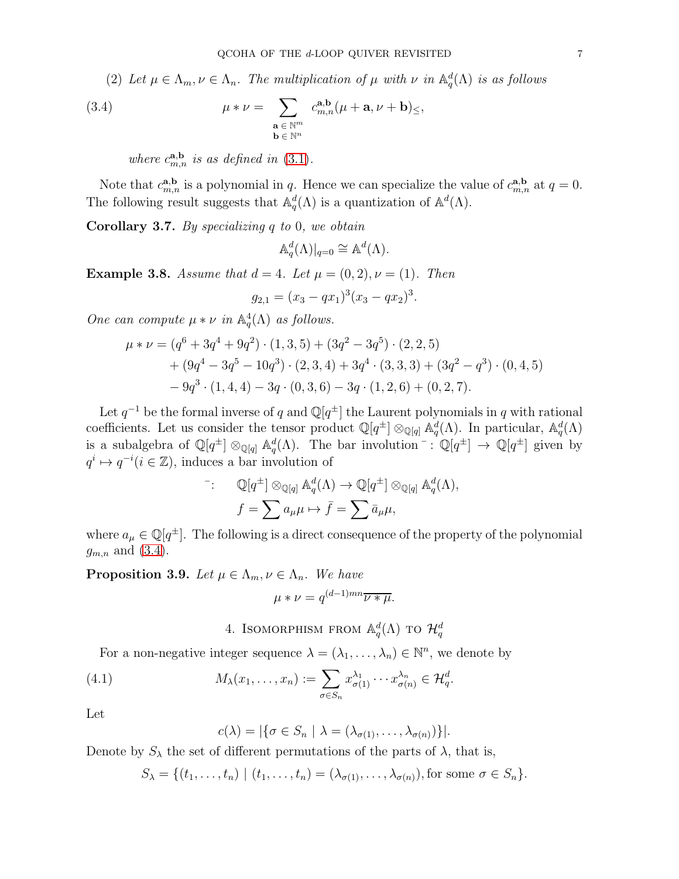(2) *Let $\mu \in \Lambda_m, \nu \in \Lambda_n$. The multiplication of $\mu$ with $\nu$ in $\mathbb{A}_q^d(\Lambda)$ is as follows*

$$\mu * \nu = \sum_{\substack{\mathbf{a} \in \mathbb{N}^m \\ \mathbf{b} \in \mathbb{N}^n}} c_{m,n}^{\mathbf{a},\mathbf{b}} (\mu + \mathbf{a}, \nu + \mathbf{b})_{\leq}, \tag{3.4}$$

*where $c_{m,n}^{\mathbf{a},\mathbf{b}}$ is as defined in (3.1).*

Note that $c_{m,n}^{\mathbf{a},\mathbf{b}}$ is a polynomial in $q$. Hence we can specialize the value of $c_{m,n}^{\mathbf{a},\mathbf{b}}$ at $q = 0$. The following result suggests that $\mathbb{A}_q^d(\Lambda)$ is a quantization of $\mathbb{A}^d(\Lambda)$.

**Corollary 3.7.** *By specializing $q$ to 0, we obtain*

$$\mathbb{A}_q^d(\Lambda)|_{q=0} \cong \mathbb{A}^d(\Lambda).$$

**Example 3.8.** *Assume that $d = 4$. Let $\mu = (0, 2), \nu = (1)$. Then*

$$g_{2,1} = (x_3 - qx_1)^3(x_3 - qx_2)^3.$$

*One can compute $\mu * \nu$ in $\mathbb{A}_q^4(\Lambda)$ as follows.*

$$\begin{aligned}
\mu * \nu = &(q^6 + 3q^4 + 9q^2) \cdot (1, 3, 5) + (3q^2 - 3q^5) \cdot (2, 2, 5) \\
&+ (9q^4 - 3q^5 - 10q^3) \cdot (2, 3, 4) + 3q^4 \cdot (3, 3, 3) + (3q^2 - q^3) \cdot (0, 4, 5) \\
&- 9q^3 \cdot (1, 4, 4) - 3q \cdot (0, 3, 6) - 3q \cdot (1, 2, 6) + (0, 2, 7).
\end{aligned}$$

Let $q^{-1}$ be the formal inverse of $q$ and $\mathbb{Q}[q^{\pm}]$ the Laurent polynomials in $q$ with rational coefficients. Let us consider the tensor product $\mathbb{Q}[q^{\pm}] \otimes_{\mathbb{Q}[q]} \mathbb{A}_q^d(\Lambda)$. In particular, $\mathbb{A}_q^d(\Lambda)$ is a subalgebra of $\mathbb{Q}[q^{\pm}] \otimes_{\mathbb{Q}[q]} \mathbb{A}_q^d(\Lambda)$. The bar involution $^- : \mathbb{Q}[q^{\pm}] \to \mathbb{Q}[q^{\pm}]$ given by $q^i \mapsto q^{-i} (i \in \mathbb{Z})$, induces a bar involution of

$$\begin{aligned}
^- : \quad &\mathbb{Q}[q^{\pm}] \otimes_{\mathbb{Q}[q]} \mathbb{A}_q^d(\Lambda) \to \mathbb{Q}[q^{\pm}] \otimes_{\mathbb{Q}[q]} \mathbb{A}_q^d(\Lambda), \\
&f = \sum a_\mu \mu \mapsto \bar{f} = \sum \bar{a}_\mu \mu,
\end{aligned}$$

where $a_\mu \in \mathbb{Q}[q^{\pm}]$. The following is a direct consequence of the property of the polynomial $g_{m,n}$ and (3.4).

**Proposition 3.9.** *Let $\mu \in \Lambda_m, \nu \in \Lambda_n$. We have*

$$\mu * \nu = q^{(d-1)mn} \overline{\nu * \mu}.$$

## 4. Isomorphism from $\mathbb{A}_q^d(\Lambda)$ to $\mathcal{H}_q^d$

For a non-negative integer sequence $\lambda = (\lambda_1, \ldots, \lambda_n) \in \mathbb{N}^n$, we denote by

$$M_\lambda(x_1, \ldots, x_n) := \sum_{\sigma \in S_n} x_{\sigma(1)}^{\lambda_1} \cdots x_{\sigma(n)}^{\lambda_n} \in \mathcal{H}_q^d. \tag{4.1}$$

Let

$$c(\lambda) = |\{\sigma \in S_n \mid \lambda = (\lambda_{\sigma(1)}, \ldots, \lambda_{\sigma(n)})\}|.$$

Denote by $S_\lambda$ the set of different permutations of the parts of $\lambda$, that is,

$$S_\lambda = \{(t_1, \ldots, t_n) \mid (t_1, \ldots, t_n) = (\lambda_{\sigma(1)}, \ldots, \lambda_{\sigma(n)}), \text{for some } \sigma \in S_n\}.$$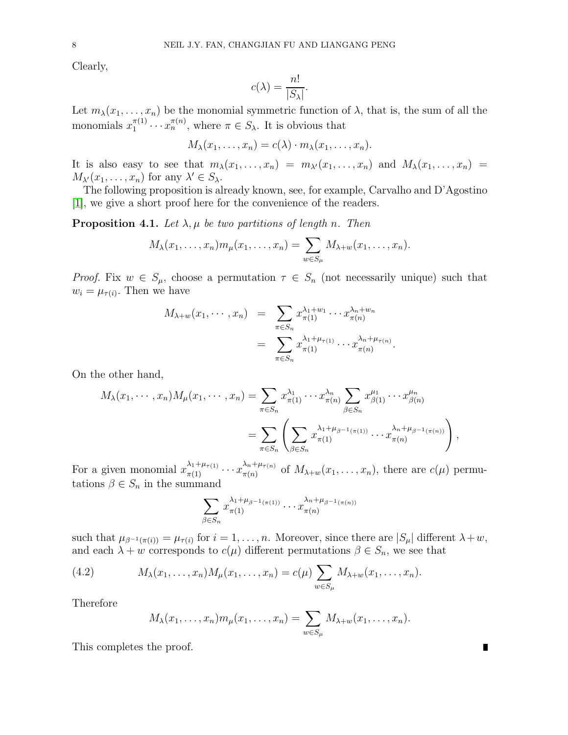Clearly,

$$c(\lambda) = \frac{n!}{|S_\lambda|}.$$

Let $m_\lambda(x_1, \ldots, x_n)$ be the monomial symmetric function of $\lambda$, that is, the sum of all the monomials $x_1^{\pi(1)} \cdots x_n^{\pi(n)}$, where $\pi \in S_\lambda$. It is obvious that

$$M_\lambda(x_1, \ldots, x_n) = c(\lambda) \cdot m_\lambda(x_1, \ldots, x_n).$$

It is also easy to see that $m_\lambda(x_1, \ldots, x_n) = m_{\lambda'}(x_1, \ldots, x_n)$ and $M_\lambda(x_1, \ldots, x_n) = M_{\lambda'}(x_1, \ldots, x_n)$ for any $\lambda' \in S_\lambda$.

The following proposition is already known, see, for example, Carvalho and D'Agostino [1], we give a short proof here for the convenience of the readers.

**Proposition 4.1.** *Let $\lambda, \mu$ be two partitions of length $n$. Then*

$$M_\lambda(x_1, \ldots, x_n) m_\mu(x_1, \ldots, x_n) = \sum_{w \in S_\mu} M_{\lambda + w}(x_1, \ldots, x_n).$$

*Proof.* Fix $w \in S_\mu$, choose a permutation $\tau \in S_n$ (not necessarily unique) such that $w_i = \mu_{\tau(i)}$. Then we have

$$\begin{aligned} M_{\lambda+w}(x_1, \cdots, x_n) &= \sum_{\pi \in S_n} x_{\pi(1)}^{\lambda_1 + w_1} \cdots x_{\pi(n)}^{\lambda_n + w_n} \\ &= \sum_{\pi \in S_n} x_{\pi(1)}^{\lambda_1 + \mu_{\tau(1)}} \cdots x_{\pi(n)}^{\lambda_n + \mu_{\tau(n)}}. \end{aligned}$$

On the other hand,

$$\begin{aligned} M_\lambda(x_1, \cdots, x_n) M_\mu(x_1, \cdots, x_n) &= \sum_{\pi \in S_n} x_{\pi(1)}^{\lambda_1} \cdots x_{\pi(n)}^{\lambda_n} \sum_{\beta \in S_n} x_{\beta(1)}^{\mu_1} \cdots x_{\beta(n)}^{\mu_n} \\ &= \sum_{\pi \in S_n} \left( \sum_{\beta \in S_n} x_{\pi(1)}^{\lambda_1 + \mu_{\beta^{-1}(\pi(1))}} \cdots x_{\pi(n)}^{\lambda_n + \mu_{\beta^{-1}(\pi(n))}} \right), \end{aligned}$$

For a given monomial $x_{\pi(1)}^{\lambda_1 + \mu_{\tau(1)}} \cdots x_{\pi(n)}^{\lambda_n + \mu_{\tau(n)}}$ of $M_{\lambda+w}(x_1, \ldots, x_n)$, there are $c(\mu)$ permutations $\beta \in S_n$ in the summand

$$\sum_{\beta \in S_n} x_{\pi(1)}^{\lambda_1 + \mu_{\beta^{-1}(\pi(1))}} \cdots x_{\pi(n)}^{\lambda_n + \mu_{\beta^{-1}(\pi(n))}}$$

such that $\mu_{\beta^{-1}(\pi(i))} = \mu_{\tau(i)}$ for $i = 1, \ldots, n$. Moreover, since there are $|S_\mu|$ different $\lambda + w$, and each $\lambda + w$ corresponds to $c(\mu)$ different permutations $\beta \in S_n$, we see that

$$M_\lambda(x_1, \ldots, x_n) M_\mu(x_1, \ldots, x_n) = c(\mu) \sum_{w \in S_\mu} M_{\lambda + w}(x_1, \ldots, x_n). \tag{4.2}$$

Therefore

$$M_\lambda(x_1, \ldots, x_n) m_\mu(x_1, \ldots, x_n) = \sum_{w \in S_\mu} M_{\lambda + w}(x_1, \ldots, x_n).$$

This completes the proof. ∎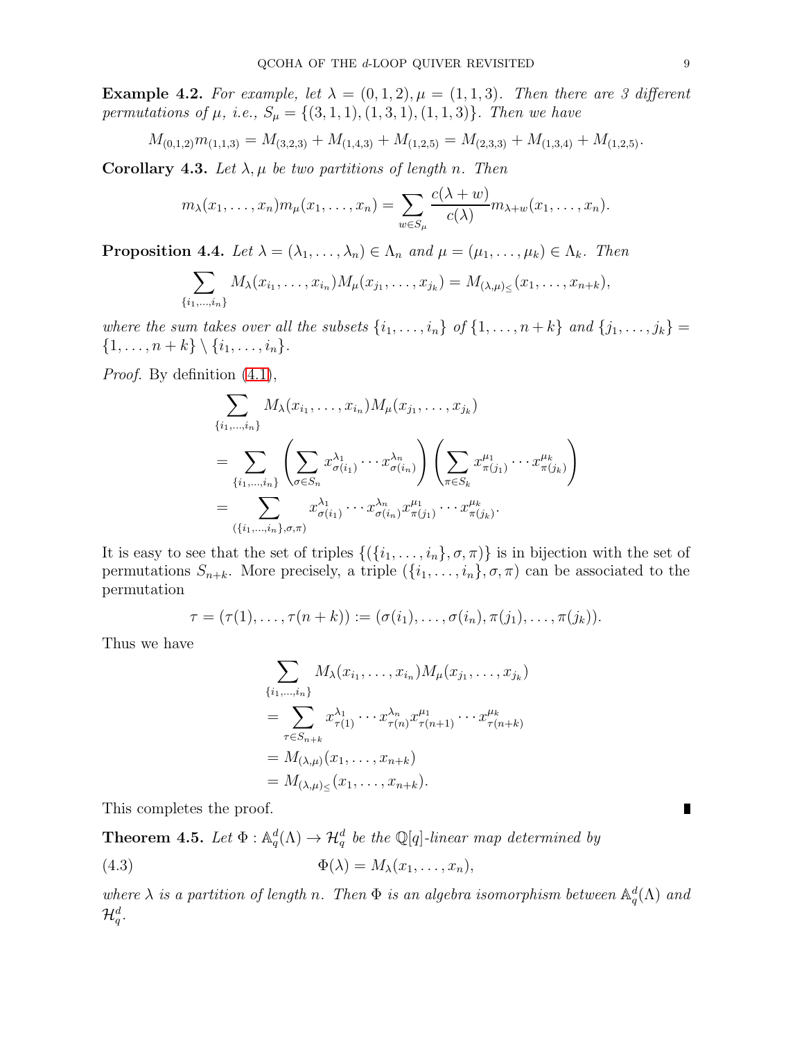**Example 4.2.** *For example, let $\lambda = (0, 1, 2), \mu = (1, 1, 3)$. Then there are 3 different permutations of $\mu$, i.e., $S_\mu = \{(3, 1, 1), (1, 3, 1), (1, 1, 3)\}$. Then we have*

$$M_{(0,1,2)} m_{(1,1,3)} = M_{(3,2,3)} + M_{(1,4,3)} + M_{(1,2,5)} = M_{(2,3,3)} + M_{(1,3,4)} + M_{(1,2,5)}.$$

**Corollary 4.3.** *Let $\lambda, \mu$ be two partitions of length $n$. Then*

$$m_\lambda(x_1, \dots, x_n) m_\mu(x_1, \dots, x_n) = \sum_{w \in S_\mu} \frac{c(\lambda + w)}{c(\lambda)} m_{\lambda + w}(x_1, \dots, x_n).$$

**Proposition 4.4.** *Let $\lambda = (\lambda_1, \dots, \lambda_n) \in \Lambda_n$ and $\mu = (\mu_1, \dots, \mu_k) \in \Lambda_k$. Then*

$$\sum_{\{i_1, \dots, i_n\}} M_\lambda(x_{i_1}, \dots, x_{i_n}) M_\mu(x_{j_1}, \dots, x_{j_k}) = M_{(\lambda,\mu)_\leq}(x_1, \dots, x_{n+k}),$$

*where the sum takes over all the subsets $\{i_1, \dots, i_n\}$ of $\{1, \dots, n+k\}$ and $\{j_1, \dots, j_k\} = \{1, \dots, n+k\} \setminus \{i_1, \dots, i_n\}$.*

*Proof.* By definition (4.1),

$$\begin{aligned}
&\sum_{\{i_1, \dots, i_n\}} M_\lambda(x_{i_1}, \dots, x_{i_n}) M_\mu(x_{j_1}, \dots, x_{j_k}) \\
&= \sum_{\{i_1, \dots, i_n\}} \left( \sum_{\sigma \in S_n} x^{\lambda_1}_{\sigma(i_1)} \cdots x^{\lambda_n}_{\sigma(i_n)} \right) \left( \sum_{\pi \in S_k} x^{\mu_1}_{\pi(j_1)} \cdots x^{\mu_k}_{\pi(j_k)} \right) \\
&= \sum_{(\{i_1, \dots, i_n\}, \sigma, \pi)} x^{\lambda_1}_{\sigma(i_1)} \cdots x^{\lambda_n}_{\sigma(i_n)} x^{\mu_1}_{\pi(j_1)} \cdots x^{\mu_k}_{\pi(j_k)}.
\end{aligned}$$

It is easy to see that the set of triples $\{(\{i_1, \dots, i_n\}, \sigma, \pi)\}$ is in bijection with the set of permutations $S_{n+k}$. More precisely, a triple $(\{i_1, \dots, i_n\}, \sigma, \pi)$ can be associated to the permutation

$$\tau = (\tau(1), \dots, \tau(n+k)) := (\sigma(i_1), \dots, \sigma(i_n), \pi(j_1), \dots, \pi(j_k)).$$

Thus we have

$$\begin{aligned}
&\sum_{\{i_1, \dots, i_n\}} M_\lambda(x_{i_1}, \dots, x_{i_n}) M_\mu(x_{j_1}, \dots, x_{j_k}) \\
&= \sum_{\tau \in S_{n+k}} x^{\lambda_1}_{\tau(1)} \cdots x^{\lambda_n}_{\tau(n)} x^{\mu_1}_{\tau(n+1)} \cdots x^{\mu_k}_{\tau(n+k)} \\
&= M_{(\lambda,\mu)}(x_1, \dots, x_{n+k}) \\
&= M_{(\lambda,\mu)_\leq}(x_1, \dots, x_{n+k}).
\end{aligned}$$

This completes the proof. ∎

**Theorem 4.5.** *Let $\Phi : \mathbb{A}^d_q(\Lambda) \to \mathcal{H}^d_q$ be the $\mathbb{Q}[q]$-linear map determined by*

$$\Phi(\lambda) = M_\lambda(x_1, \dots, x_n), \tag{4.3}$$

*where $\lambda$ is a partition of length $n$. Then $\Phi$ is an algebra isomorphism between $\mathbb{A}^d_q(\Lambda)$ and $\mathcal{H}^d_q$.*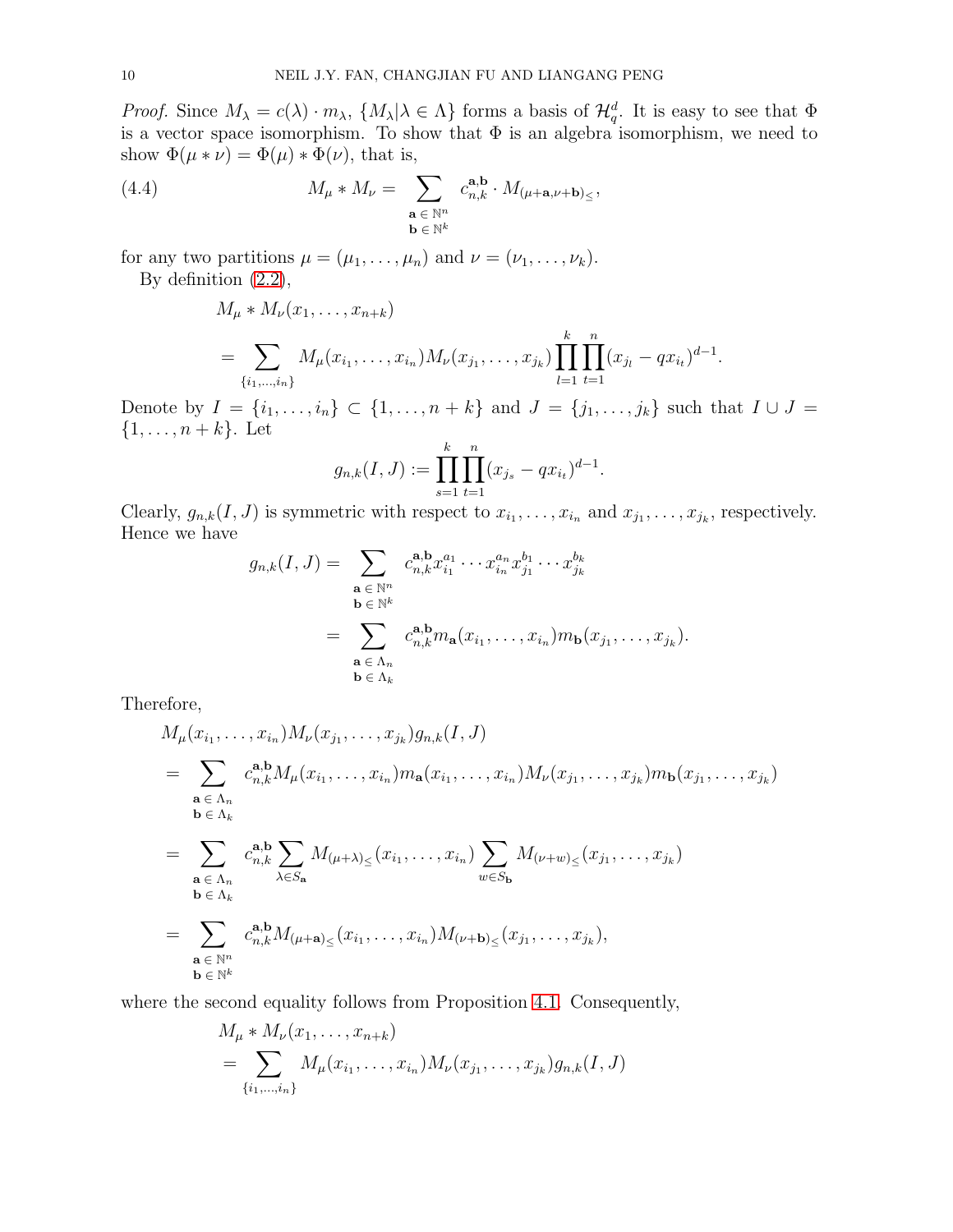*Proof.* Since $M_\lambda = c(\lambda)\cdot m_\lambda$, $\{M_\lambda | \lambda \in \Lambda\}$ forms a basis of $\mathcal{H}_q^d$. It is easy to see that $\Phi$ is a vector space isomorphism. To show that $\Phi$ is an algebra isomorphism, we need to show $\Phi(\mu * \nu) = \Phi(\mu) * \Phi(\nu)$, that is,

$$M_\mu * M_\nu = \sum_{\substack{\mathbf{a}\in\mathbb{N}^n\\ \mathbf{b}\in\mathbb{N}^k}} c_{n,k}^{\mathbf{a},\mathbf{b}} \cdot M_{(\mu+\mathbf{a},\nu+\mathbf{b})_\leq}, \tag{4.4}$$

for any two partitions $\mu = (\mu_1, \ldots, \mu_n)$ and $\nu = (\nu_1, \ldots, \nu_k)$.

By definition (2.2),

$$\begin{aligned}
&M_\mu * M_\nu(x_1, \ldots, x_{n+k})\\
&= \sum_{\{i_1,\ldots,i_n\}} M_\mu(x_{i_1}, \ldots, x_{i_n}) M_\nu(x_{j_1}, \ldots, x_{j_k}) \prod_{l=1}^{k}\prod_{t=1}^{n}(x_{j_l} - qx_{i_t})^{d-1}.
\end{aligned}$$

Denote by $I = \{i_1, \ldots, i_n\} \subset \{1, \ldots, n+k\}$ and $J = \{j_1, \ldots, j_k\}$ such that $I \cup J = \{1, \ldots, n+k\}$. Let

$$g_{n,k}(I,J) := \prod_{s=1}^{k}\prod_{t=1}^{n}(x_{j_s} - qx_{i_t})^{d-1}.$$

Clearly, $g_{n,k}(I,J)$ is symmetric with respect to $x_{i_1}, \ldots, x_{i_n}$ and $x_{j_1}, \ldots, x_{j_k}$, respectively. Hence we have

$$\begin{aligned}
g_{n,k}(I,J) &= \sum_{\substack{\mathbf{a}\in\mathbb{N}^n\\ \mathbf{b}\in\mathbb{N}^k}} c_{n,k}^{\mathbf{a},\mathbf{b}} x_{i_1}^{a_1}\cdots x_{i_n}^{a_n} x_{j_1}^{b_1}\cdots x_{j_k}^{b_k}\\
&= \sum_{\substack{\mathbf{a}\in\Lambda_n\\ \mathbf{b}\in\Lambda_k}} c_{n,k}^{\mathbf{a},\mathbf{b}} m_{\mathbf{a}}(x_{i_1}, \ldots, x_{i_n}) m_{\mathbf{b}}(x_{j_1}, \ldots, x_{j_k}).
\end{aligned}$$

Therefore,

$$\begin{aligned}
&M_\mu(x_{i_1}, \ldots, x_{i_n}) M_\nu(x_{j_1}, \ldots, x_{j_k}) g_{n,k}(I,J)\\
&= \sum_{\substack{\mathbf{a}\in\Lambda_n\\ \mathbf{b}\in\Lambda_k}} c_{n,k}^{\mathbf{a},\mathbf{b}} M_\mu(x_{i_1}, \ldots, x_{i_n}) m_{\mathbf{a}}(x_{i_1}, \ldots, x_{i_n}) M_\nu(x_{j_1}, \ldots, x_{j_k}) m_{\mathbf{b}}(x_{j_1}, \ldots, x_{j_k})\\
&= \sum_{\substack{\mathbf{a}\in\Lambda_n\\ \mathbf{b}\in\Lambda_k}} c_{n,k}^{\mathbf{a},\mathbf{b}} \sum_{\lambda\in S_{\mathbf{a}}} M_{(\mu+\lambda)_\leq}(x_{i_1}, \ldots, x_{i_n}) \sum_{w\in S_{\mathbf{b}}} M_{(\nu+w)_\leq}(x_{j_1}, \ldots, x_{j_k})\\
&= \sum_{\substack{\mathbf{a}\in\mathbb{N}^n\\ \mathbf{b}\in\mathbb{N}^k}} c_{n,k}^{\mathbf{a},\mathbf{b}} M_{(\mu+\mathbf{a})_\leq}(x_{i_1}, \ldots, x_{i_n}) M_{(\nu+\mathbf{b})_\leq}(x_{j_1}, \ldots, x_{j_k}),
\end{aligned}$$

where the second equality follows from Proposition 4.1. Consequently,

$$\begin{aligned}
&M_\mu * M_\nu(x_1, \ldots, x_{n+k})\\
&= \sum_{\{i_1,\ldots,i_n\}} M_\mu(x_{i_1}, \ldots, x_{i_n}) M_\nu(x_{j_1}, \ldots, x_{j_k}) g_{n,k}(I,J)
\end{aligned}$$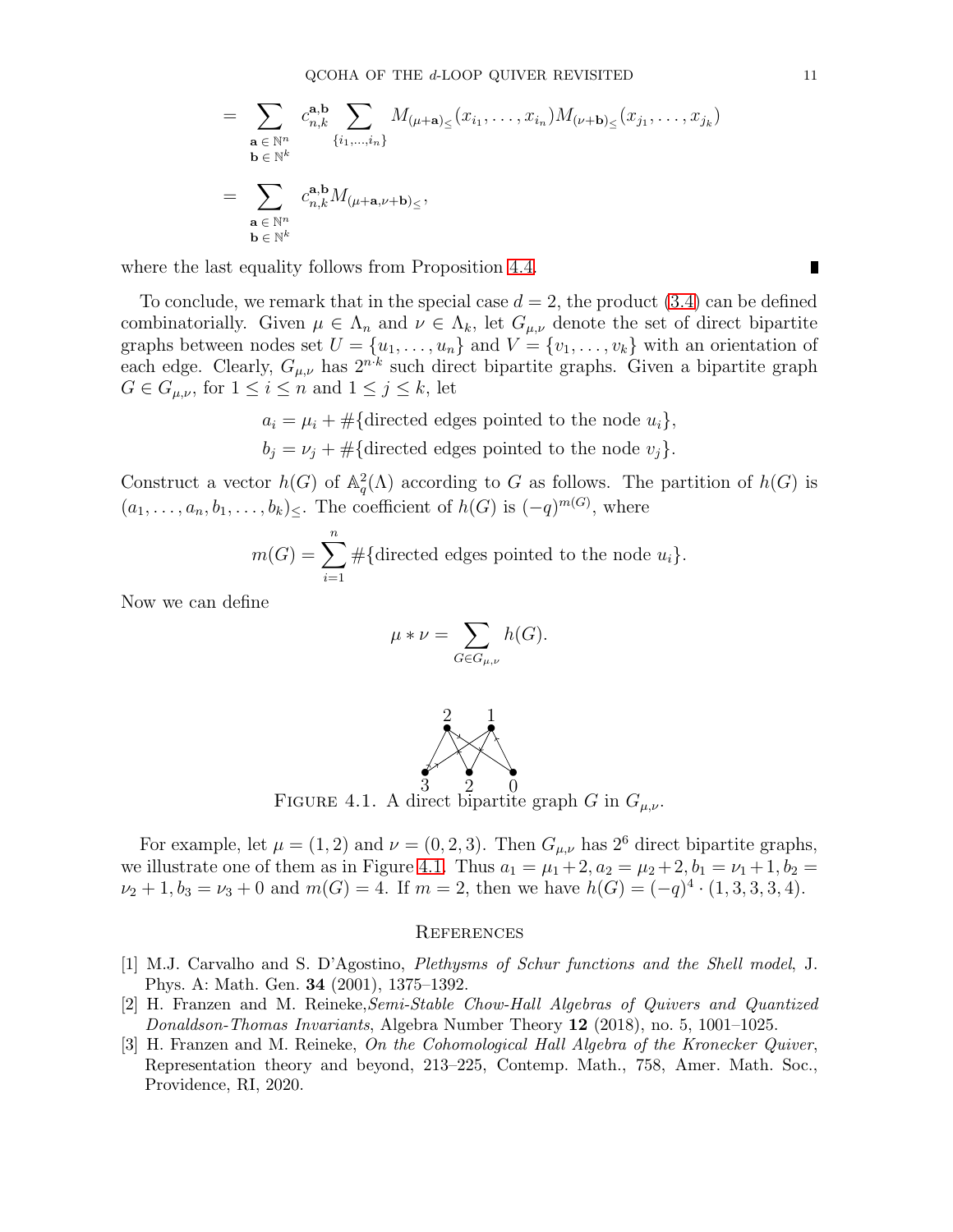$$= \sum_{\substack{\mathbf{a} \in \mathbb{N}^n \\ \mathbf{b} \in \mathbb{N}^k}} c_{n,k}^{\mathbf{a},\mathbf{b}} \sum_{\{i_1,\ldots,i_n\}} M_{(\mu+\mathbf{a})_\leq}(x_{i_1},\ldots,x_{i_n}) M_{(\nu+\mathbf{b})_\leq}(x_{j_1},\ldots,x_{j_k})$$

$$= \sum_{\substack{\mathbf{a} \in \mathbb{N}^n \\ \mathbf{b} \in \mathbb{N}^k}} c_{n,k}^{\mathbf{a},\mathbf{b}} M_{(\mu+\mathbf{a},\nu+\mathbf{b})_\leq},$$

where the last equality follows from Proposition 4.4. ∎

To conclude, we remark that in the special case $d = 2$, the product (3.4) can be defined combinatorially. Given $\mu \in \Lambda_n$ and $\nu \in \Lambda_k$, let $G_{\mu,\nu}$ denote the set of direct bipartite graphs between nodes set $U = \{u_1, \ldots, u_n\}$ and $V = \{v_1, \ldots, v_k\}$ with an orientation of each edge. Clearly, $G_{\mu,\nu}$ has $2^{n \cdot k}$ such direct bipartite graphs. Given a bipartite graph $G \in G_{\mu,\nu}$, for $1 \leq i \leq n$ and $1 \leq j \leq k$, let

$$a_i = \mu_i + \#\{\text{directed edges pointed to the node } u_i\},$$
$$b_j = \nu_j + \#\{\text{directed edges pointed to the node } v_j\}.$$

Construct a vector $h(G)$ of $\mathbb{A}_q^2(\Lambda)$ according to $G$ as follows. The partition of $h(G)$ is $(a_1, \ldots, a_n, b_1, \ldots, b_k)_\leq$. The coefficient of $h(G)$ is $(-q)^{m(G)}$, where

$$m(G) = \sum_{i=1}^{n} \#\{\text{directed edges pointed to the node } u_i\}.$$

Now we can define

$$\mu * \nu = \sum_{G \in G_{\mu,\nu}} h(G).$$

2 1

3 2 0

FIGURE 4.1. A direct bipartite graph $G$ in $G_{\mu,\nu}$.

For example, let $\mu = (1, 2)$ and $\nu = (0, 2, 3)$. Then $G_{\mu,\nu}$ has $2^6$ direct bipartite graphs, we illustrate one of them as in Figure 4.1. Thus $a_1 = \mu_1 + 2, a_2 = \mu_2 + 2, b_1 = \nu_1 + 1, b_2 = \nu_2 + 1, b_3 = \nu_3 + 0$ and $m(G) = 4$. If $m = 2$, then we have $h(G) = (-q)^4 \cdot (1, 3, 3, 3, 4)$.

## References

[1] M.J. Carvalho and S. D'Agostino, *Plethysms of Schur functions and the Shell model*, J. Phys. A: Math. Gen. **34** (2001), 1375–1392.

[2] H. Franzen and M. Reineke, *Semi-Stable Chow-Hall Algebras of Quivers and Quantized Donaldson-Thomas Invariants*, Algebra Number Theory **12** (2018), no. 5, 1001–1025.

[3] H. Franzen and M. Reineke, *On the Cohomological Hall Algebra of the Kronecker Quiver*, Representation theory and beyond, 213–225, Contemp. Math., 758, Amer. Math. Soc., Providence, RI, 2020.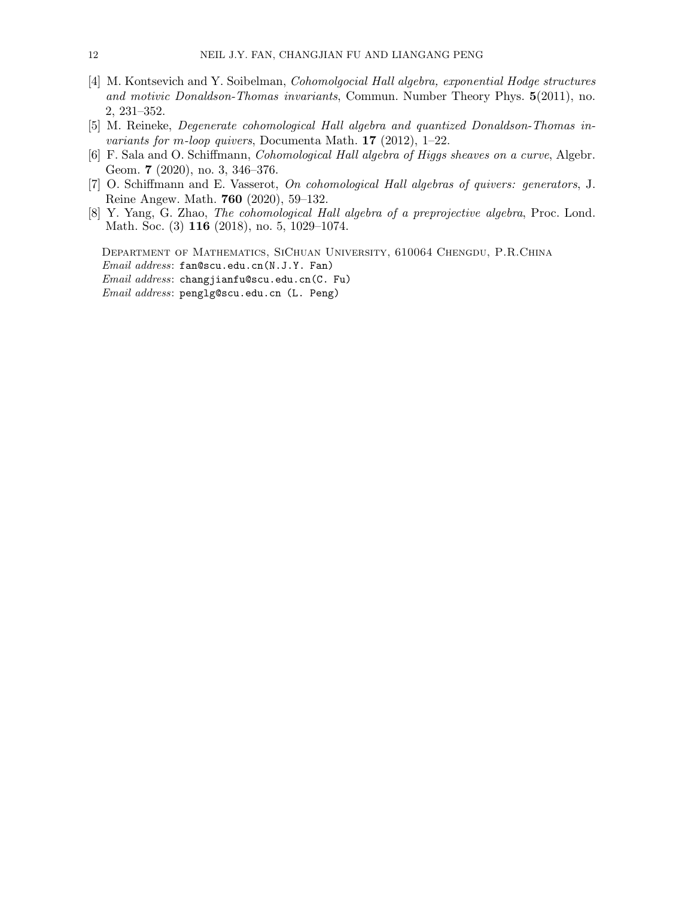[4] M. Kontsevich and Y. Soibelman, *Cohomolgocial Hall algebra, exponential Hodge structures and motivic Donaldson-Thomas invariants*, Commun. Number Theory Phys. **5**(2011), no. 2, 231–352.

[5] M. Reineke, *Degenerate cohomological Hall algebra and quantized Donaldson-Thomas invariants for m-loop quivers*, Documenta Math. **17** (2012), 1–22.

[6] F. Sala and O. Schiffmann, *Cohomological Hall algebra of Higgs sheaves on a curve*, Algebr. Geom. **7** (2020), no. 3, 346–376.

[7] O. Schiffmann and E. Vasserot, *On cohomological Hall algebras of quivers: generators*, J. Reine Angew. Math. **760** (2020), 59–132.

[8] Y. Yang, G. Zhao, *The cohomological Hall algebra of a preprojective algebra*, Proc. Lond. Math. Soc. (3) **116** (2018), no. 5, 1029–1074.

Department of Mathematics, SiChuan University, 610064 Chengdu, P.R.China

*Email address*: fan@scu.edu.cn(N.J.Y. Fan)

*Email address*: changjianfu@scu.edu.cn(C. Fu)

*Email address*: penglg@scu.edu.cn (L. Peng)